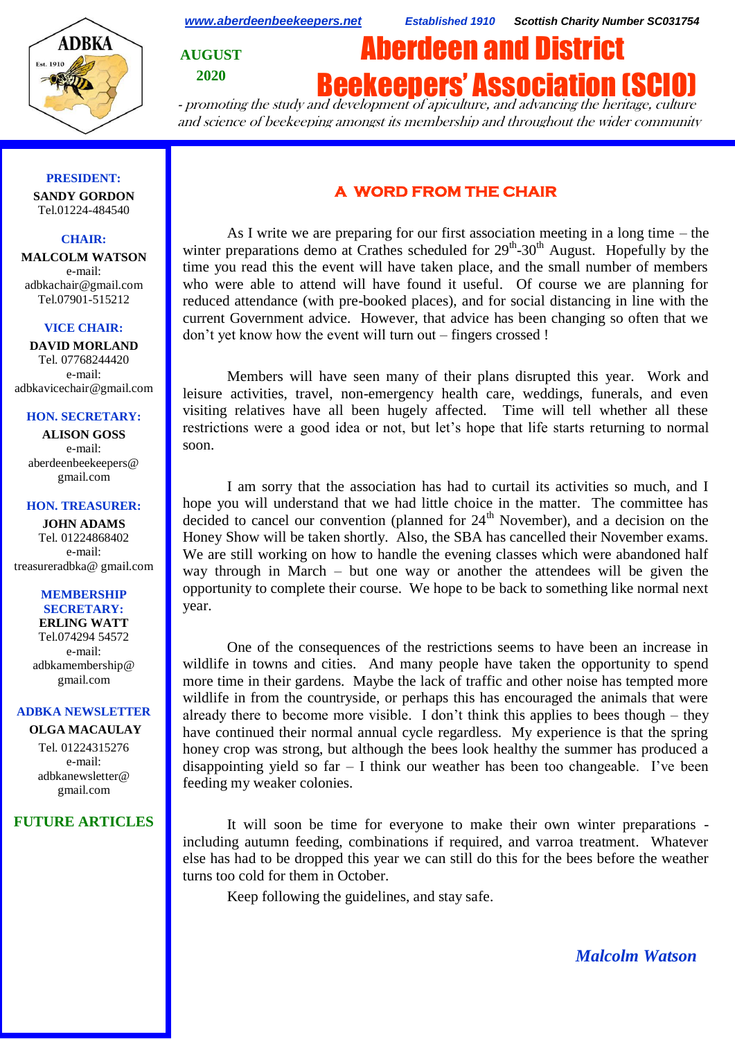www.aberdeenbeekeepers.net *Established 1910* ***Scottish Charity Number SC031754***

**AUGUST 2020**

# Aberdeen and District Beekeepers' Association (SCIO)

*- promoting the study and development of apiculture, and advancing the heritage, culture and science of beekeeping amongst its membership and throughout the wider community*

**PRESIDENT:**
**SANDY GORDON**
Tel.01224-484540

**CHAIR:**
**MALCOLM WATSON**
e-mail:
adbkachair@gmail.com
Tel.07901-515212

**VICE CHAIR:**
**DAVID MORLAND**
Tel. 07768244420
e-mail:
adbkavicechair@gmail.com

**HON. SECRETARY:**
**ALISON GOSS**
e-mail:
aberdeenbeekeepers@gmail.com

**HON. TREASURER:**
**JOHN ADAMS**
Tel. 01224868402
e-mail:
treasureradbka@ gmail.com

**MEMBERSHIP SECRETARY:**
**ERLING WATT**
Tel.074294 54572
e-mail:
adbkamembership@gmail.com

**ADBKA NEWSLETTER**
**OLGA MACAULAY**
Tel. 01224315276
e-mail:
adbkanewsletter@gmail.com

**FUTURE ARTICLES**

## A WORD FROM THE CHAIR

As I write we are preparing for our first association meeting in a long time – the winter preparations demo at Crathes scheduled for 29th-30th August. Hopefully by the time you read this the event will have taken place, and the small number of members who were able to attend will have found it useful. Of course we are planning for reduced attendance (with pre-booked places), and for social distancing in line with the current Government advice. However, that advice has been changing so often that we don't yet know how the event will turn out – fingers crossed !

Members will have seen many of their plans disrupted this year. Work and leisure activities, travel, non-emergency health care, weddings, funerals, and even visiting relatives have all been hugely affected. Time will tell whether all these restrictions were a good idea or not, but let's hope that life starts returning to normal soon.

I am sorry that the association has had to curtail its activities so much, and I hope you will understand that we had little choice in the matter. The committee has decided to cancel our convention (planned for 24th November), and a decision on the Honey Show will be taken shortly. Also, the SBA has cancelled their November exams. We are still working on how to handle the evening classes which were abandoned half way through in March – but one way or another the attendees will be given the opportunity to complete their course. We hope to be back to something like normal next year.

One of the consequences of the restrictions seems to have been an increase in wildlife in towns and cities. And many people have taken the opportunity to spend more time in their gardens. Maybe the lack of traffic and other noise has tempted more wildlife in from the countryside, or perhaps this has encouraged the animals that were already there to become more visible. I don't think this applies to bees though – they have continued their normal annual cycle regardless. My experience is that the spring honey crop was strong, but although the bees look healthy the summer has produced a disappointing yield so far – I think our weather has been too changeable. I've been feeding my weaker colonies.

It will soon be time for everyone to make their own winter preparations - including autumn feeding, combinations if required, and varroa treatment. Whatever else has had to be dropped this year we can still do this for the bees before the weather turns too cold for them in October.

Keep following the guidelines, and stay safe.

***Malcolm Watson***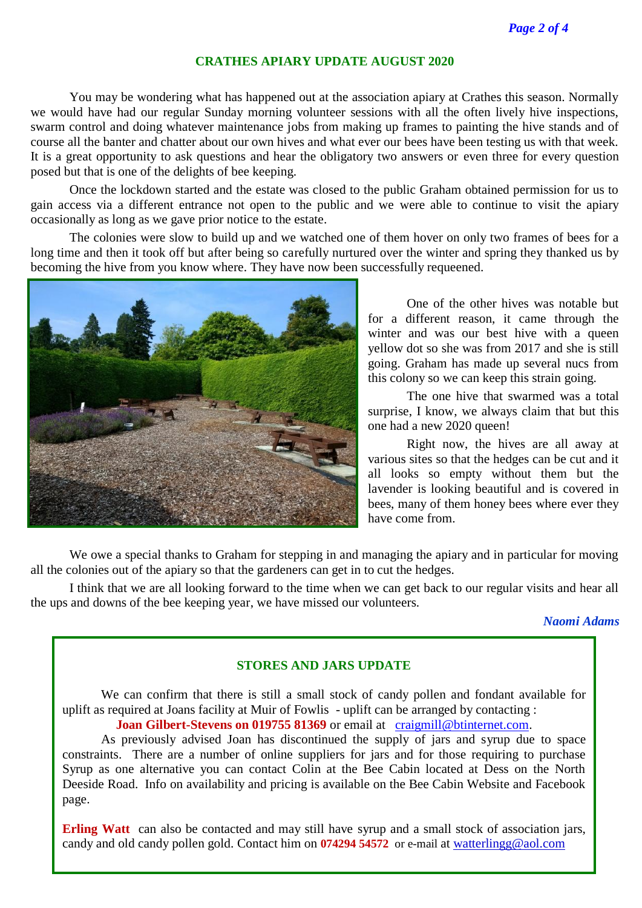## CRATHES APIARY UPDATE AUGUST 2020

You may be wondering what has happened out at the association apiary at Crathes this season. Normally we would have had our regular Sunday morning volunteer sessions with all the often lively hive inspections, swarm control and doing whatever maintenance jobs from making up frames to painting the hive stands and of course all the banter and chatter about our own hives and what ever our bees have been testing us with that week. It is a great opportunity to ask questions and hear the obligatory two answers or even three for every question posed but that is one of the delights of bee keeping.

Once the lockdown started and the estate was closed to the public Graham obtained permission for us to gain access via a different entrance not open to the public and we were able to continue to visit the apiary occasionally as long as we gave prior notice to the estate.

The colonies were slow to build up and we watched one of them hover on only two frames of bees for a long time and then it took off but after being so carefully nurtured over the winter and spring they thanked us by becoming the hive from you know where. They have now been successfully requeened.

One of the other hives was notable but for a different reason, it came through the winter and was our best hive with a queen yellow dot so she was from 2017 and she is still going. Graham has made up several nucs from this colony so we can keep this strain going.

The one hive that swarmed was a total surprise, I know, we always claim that but this one had a new 2020 queen!

Right now, the hives are all away at various sites so that the hedges can be cut and it all looks so empty without them but the lavender is looking beautiful and is covered in bees, many of them honey bees where ever they have come from.

We owe a special thanks to Graham for stepping in and managing the apiary and in particular for moving all the colonies out of the apiary so that the gardeners can get in to cut the hedges.

I think that we are all looking forward to the time when we can get back to our regular visits and hear all the ups and downs of the bee keeping year, we have missed our volunteers.

*Naomi Adams*

## STORES AND JARS UPDATE

We can confirm that there is still a small stock of candy pollen and fondant available for uplift as required at Joans facility at Muir of Fowlis - uplift can be arranged by contacting :

**Joan Gilbert-Stevens on 019755 81369** or email at craigmill@btinternet.com.

As previously advised Joan has discontinued the supply of jars and syrup due to space constraints. There are a number of online suppliers for jars and for those requiring to purchase Syrup as one alternative you can contact Colin at the Bee Cabin located at Dess on the North Deeside Road. Info on availability and pricing is available on the Bee Cabin Website and Facebook page.

**Erling Watt** can also be contacted and may still have syrup and a small stock of association jars, candy and old candy pollen gold. Contact him on **074294 54572** or e-mail at watterlingg@aol.com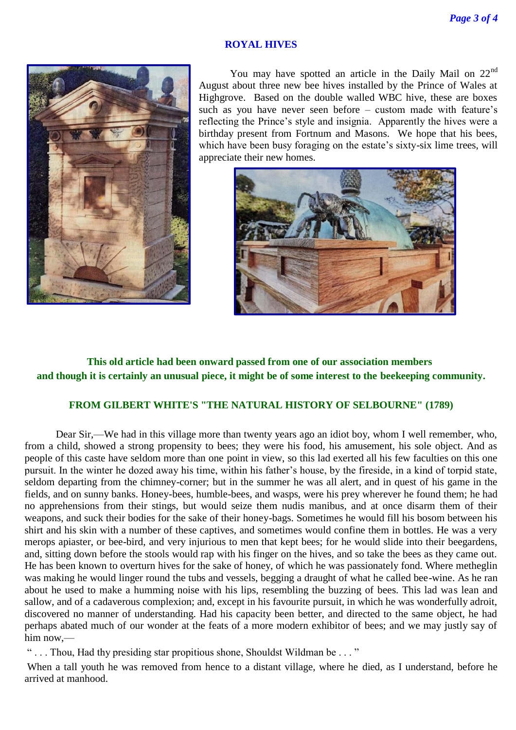## ROYAL HIVES

You may have spotted an article in the Daily Mail on 22nd August about three new bee hives installed by the Prince of Wales at Highgrove. Based on the double walled WBC hive, these are boxes such as you have never seen before – custom made with feature's reflecting the Prince's style and insignia. Apparently the hives were a birthday present from Fortnum and Masons. We hope that his bees, which have been busy foraging on the estate's sixty-six lime trees, will appreciate their new homes.

**This old article had been onward passed from one of our association members and though it is certainly an unusual piece, it might be of some interest to the beekeeping community.**

### FROM GILBERT WHITE'S "THE NATURAL HISTORY OF SELBOURNE" (1789)

Dear Sir,—We had in this village more than twenty years ago an idiot boy, whom I well remember, who, from a child, showed a strong propensity to bees; they were his food, his amusement, his sole object. And as people of this caste have seldom more than one point in view, so this lad exerted all his few faculties on this one pursuit. In the winter he dozed away his time, within his father's house, by the fireside, in a kind of torpid state, seldom departing from the chimney-corner; but in the summer he was all alert, and in quest of his game in the fields, and on sunny banks. Honey-bees, humble-bees, and wasps, were his prey wherever he found them; he had no apprehensions from their stings, but would seize them nudis manibus, and at once disarm them of their weapons, and suck their bodies for the sake of their honey-bags. Sometimes he would fill his bosom between his shirt and his skin with a number of these captives, and sometimes would confine them in bottles. He was a very merops apiaster, or bee-bird, and very injurious to men that kept bees; for he would slide into their beegardens, and, sitting down before the stools would rap with his finger on the hives, and so take the bees as they came out. He has been known to overturn hives for the sake of honey, of which he was passionately fond. Where metheglin was making he would linger round the tubs and vessels, begging a draught of what he called bee-wine. As he ran about he used to make a humming noise with his lips, resembling the buzzing of bees. This lad was lean and sallow, and of a cadaverous complexion; and, except in his favourite pursuit, in which he was wonderfully adroit, discovered no manner of understanding. Had his capacity been better, and directed to the same object, he had perhaps abated much of our wonder at the feats of a more modern exhibitor of bees; and we may justly say of him now,—

" . . . Thou, Had thy presiding star propitious shone, Shouldst Wildman be . . . "

When a tall youth he was removed from hence to a distant village, where he died, as I understand, before he arrived at manhood.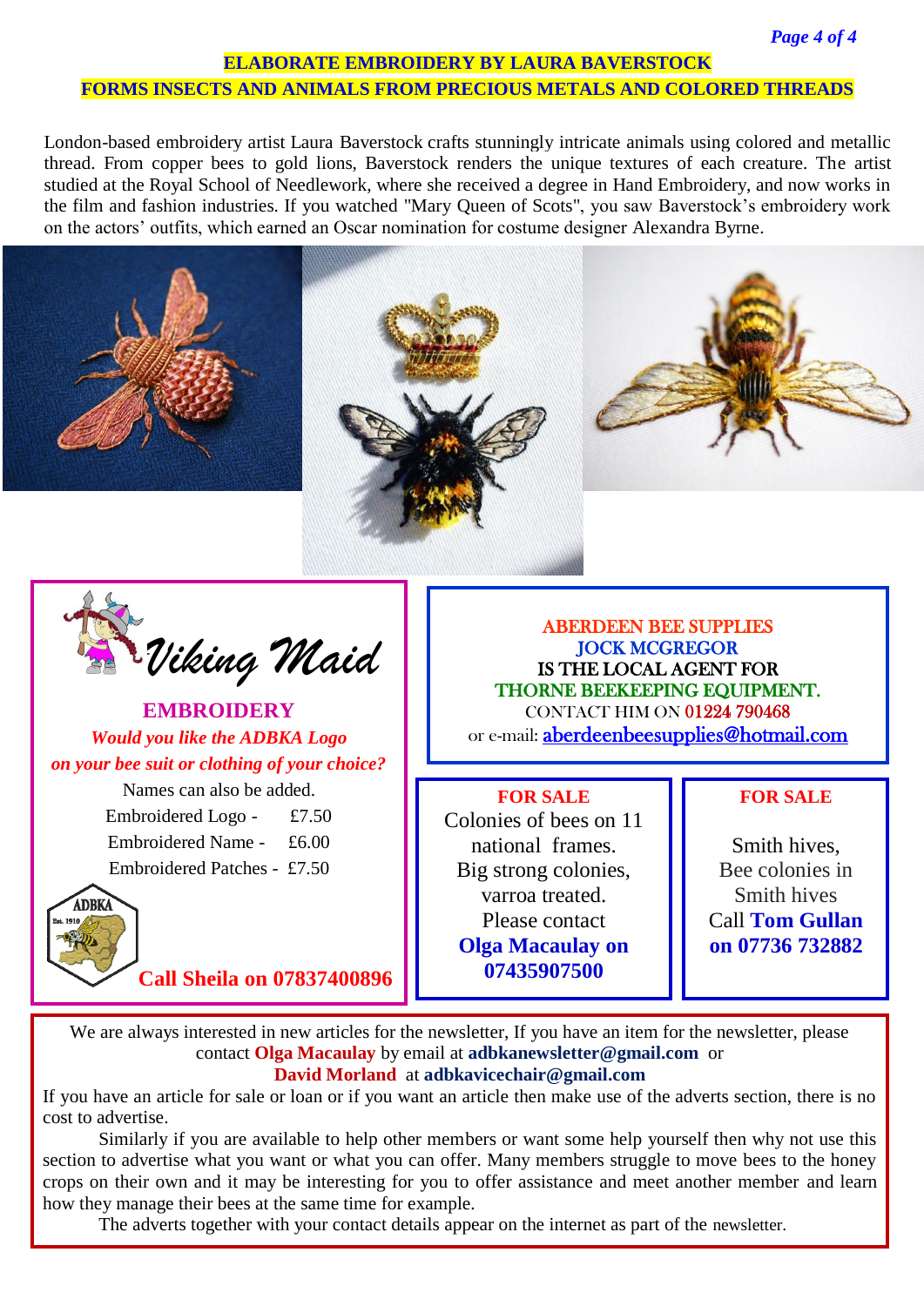## ELABORATE EMBROIDERY BY LAURA BAVERSTOCK FORMS INSECTS AND ANIMALS FROM PRECIOUS METALS AND COLORED THREADS

London-based embroidery artist Laura Baverstock crafts stunningly intricate animals using colored and metallic thread. From copper bees to gold lions, Baverstock renders the unique textures of each creature. The artist studied at the Royal School of Needlework, where she received a degree in Hand Embroidery, and now works in the film and fashion industries. If you watched "Mary Queen of Scots", you saw Baverstock's embroidery work on the actors' outfits, which earned an Oscar nomination for costume designer Alexandra Byrne.

---

*Viking Maid*

**EMBROIDERY**

***Would you like the ADBKA Logo on your bee suit or clothing of your choice?***

Names can also be added.

Embroidered Logo - £7.50
Embroidered Name - £6.00
Embroidered Patches - £7.50

**Call Sheila on 07837400896**

---

ABERDEEN BEE SUPPLIES
JOCK MCGREGOR
IS THE LOCAL AGENT FOR
THORNE BEEKEEPING EQUIPMENT.
CONTACT HIM ON 01224 790468
or e-mail: aberdeenbeesupplies@hotmail.com

---

**FOR SALE**

Colonies of bees on 11 national frames.
Big strong colonies,
varroa treated.
Please contact
**Olga Macaulay on 07435907500**

---

**FOR SALE**

Smith hives,
Bee colonies in Smith hives
Call **Tom Gullan on 07736 732882**

---

We are always interested in new articles for the newsletter, If you have an item for the newsletter, please contact **Olga Macaulay** by email at **adbkanewsletter@gmail.com** or **David Morland** at **adbkavicechair@gmail.com**

If you have an article for sale or loan or if you want an article then make use of the adverts section, there is no cost to advertise.

Similarly if you are available to help other members or want some help yourself then why not use this section to advertise what you want or what you can offer. Many members struggle to move bees to the honey crops on their own and it may be interesting for you to offer assistance and meet another member and learn how they manage their bees at the same time for example.

The adverts together with your contact details appear on the internet as part of the newsletter.